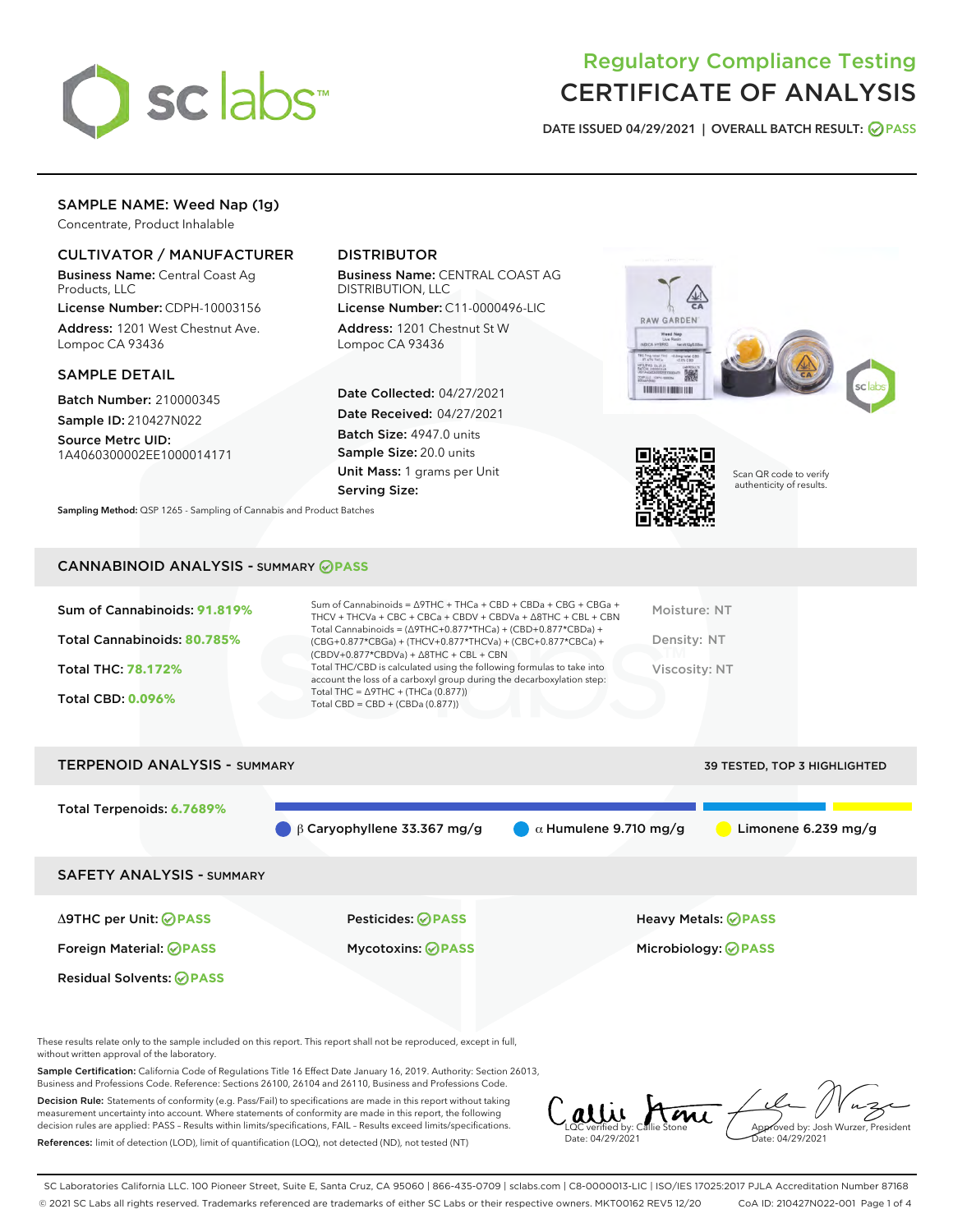# Regulatory Compliance Testing
# CERTIFICATE OF ANALYSIS

DATE ISSUED 04/29/2021 | OVERALL BATCH RESULT: PASS

## SAMPLE NAME: Weed Nap (1g)

Concentrate, Product Inhalable

### CULTIVATOR / MANUFACTURER

**Business Name:** Central Coast Ag Products, LLC

**License Number:** CDPH-10003156

**Address:** 1201 West Chestnut Ave. Lompoc CA 93436

### DISTRIBUTOR

**Business Name:** CENTRAL COAST AG DISTRIBUTION, LLC

**License Number:** C11-0000496-LIC

**Address:** 1201 Chestnut St W Lompoc CA 93436

### SAMPLE DETAIL

**Batch Number:** 210000345

**Sample ID:** 210427N022

**Source Metrc UID:** 1A4060300002EE1000014171

**Date Collected:** 04/27/2021

**Date Received:** 04/27/2021

**Batch Size:** 4947.0 units

**Sample Size:** 20.0 units

**Unit Mass:** 1 grams per Unit

**Serving Size:**

Scan QR code to verify authenticity of results.

**Sampling Method:** QSP 1265 - Sampling of Cannabis and Product Batches

## CANNABINOID ANALYSIS - SUMMARY PASS

Sum of Cannabinoids: **91.819%**

Total Cannabinoids: **80.785%**

Total THC: **78.172%**

Total CBD: **0.096%**

Sum of Cannabinoids = Δ9THC + THCa + CBD + CBDa + CBG + CBGa + THCV + THCVa + CBC + CBCa + CBDV + CBDVa + Δ8THC + CBL + CBN

Total Cannabinoids = (Δ9THC+0.877*THCa) + (CBD+0.877*CBDa) + (CBG+0.877*CBGa) + (THCV+0.877*THCVa) + (CBC+0.877*CBCa) + (CBDV+0.877*CBDVa) + Δ8THC + CBL + CBN

Total THC/CBD is calculated using the following formulas to take into account the loss of a carboxyl group during the decarboxylation step:

Total THC = Δ9THC + (THCa (0.877))

Total CBD = CBD + (CBDa (0.877))

Moisture: NT

Density: NT

Viscosity: NT

## TERPENOID ANALYSIS - SUMMARY

39 TESTED, TOP 3 HIGHLIGHTED

Total Terpenoids: **6.7689%**

β Caryophyllene 33.367 mg/g | α Humulene 9.710 mg/g | Limonene 6.239 mg/g

## SAFETY ANALYSIS - SUMMARY

| | | |
|---|---|---|
| Δ9THC per Unit: PASS | Pesticides: PASS | Heavy Metals: PASS |
| Foreign Material: PASS | Mycotoxins: PASS | Microbiology: PASS |
| Residual Solvents: PASS | | |

These results relate only to the sample included on this report. This report shall not be reproduced, except in full, without written approval of the laboratory.

**Sample Certification:** California Code of Regulations Title 16 Effect Date January 16, 2019. Authority: Section 26013, Business and Professions Code. Reference: Sections 26100, 26104 and 26110, Business and Professions Code.

**Decision Rule:** Statements of conformity (e.g. Pass/Fail) to specifications are made in this report without taking measurement uncertainty into account. Where statements of conformity are made in this report, the following decision rules are applied: PASS – Results within limits/specifications, FAIL – Results exceed limits/specifications.

**References:** limit of detection (LOD), limit of quantification (LOQ), not detected (ND), not tested (NT)

LQC verified by: Callie Stone
Date: 04/29/2021

Approved by: Josh Wurzer, President
Date: 04/29/2021

SC Laboratories California LLC. 100 Pioneer Street, Suite E, Santa Cruz, CA 95060 | 866-435-0709 | sclabs.com | C8-0000013-LIC | ISO/IES 17025:2017 PJLA Accreditation Number 87168
© 2021 SC Labs all rights reserved. Trademarks referenced are trademarks of either SC Labs or their respective owners. MKT00162 REV5 12/20 CoA ID: 210427N022-001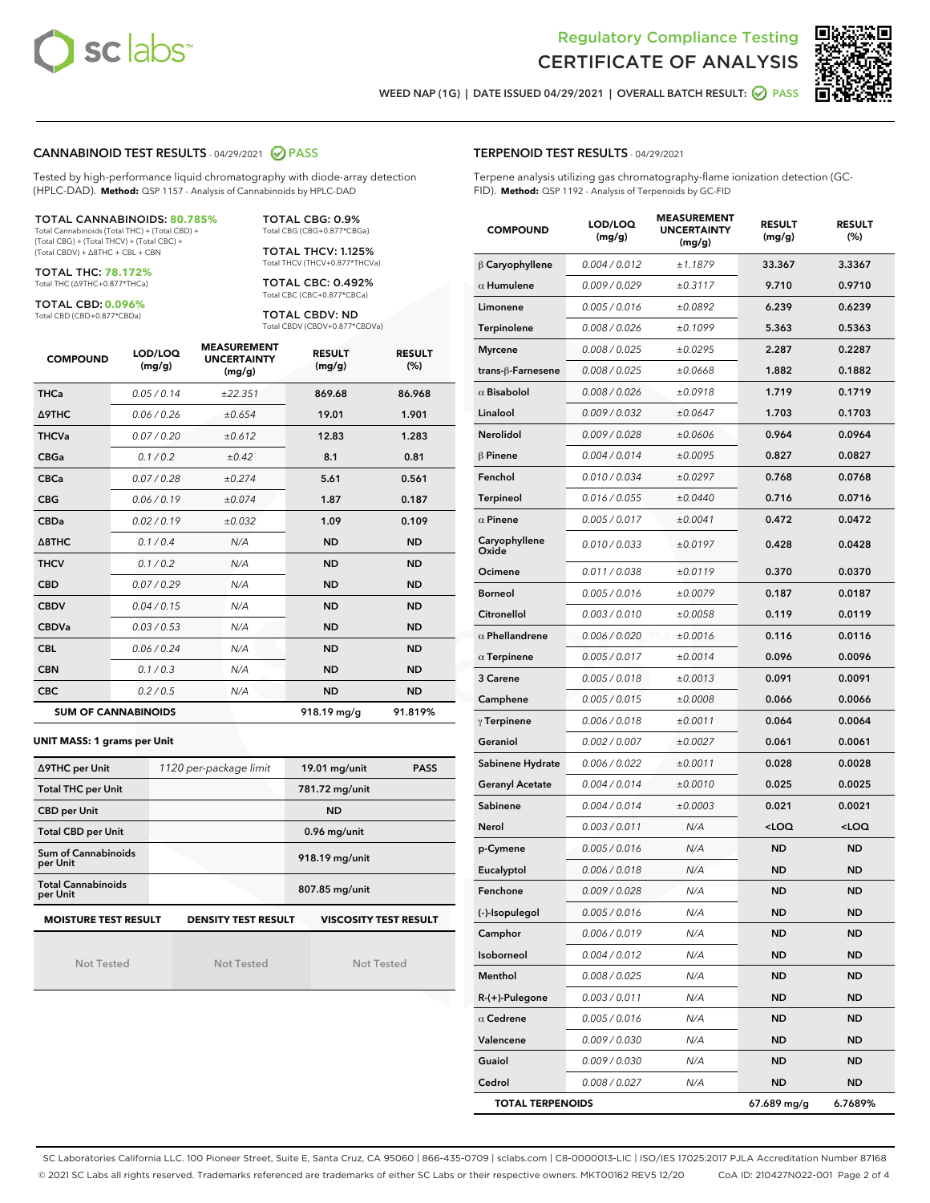Regulatory Compliance Testing
# CERTIFICATE OF ANALYSIS

WEED NAP (1G) | DATE ISSUED 04/29/2021 | OVERALL BATCH RESULT: PASS

## CANNABINOID TEST RESULTS - 04/29/2021 PASS

Tested by high-performance liquid chromatography with diode-array detection (HPLC-DAD). **Method:** QSP 1157 - Analysis of Cannabinoids by HPLC-DAD

**TOTAL CANNABINOIDS: 80.785%**
Total Cannabinoids (Total THC) + (Total CBD) + (Total CBG) + (Total THCV) + (Total CBC) + (Total CBDV) + Δ8THC + CBL + CBN

**TOTAL THC: 78.172%**
Total THC (Δ9THC+0.877*THCa)

**TOTAL CBD: 0.096%**
Total CBD (CBD+0.877*CBDa)

**TOTAL CBG: 0.9%**
Total CBG (CBG+0.877*CBGa)

**TOTAL THCV: 1.125%**
Total THCV (THCV+0.877*THCVa)

**TOTAL CBC: 0.492%**
Total CBC (CBC+0.877*CBCa)

**TOTAL CBDV: ND**
Total CBDV (CBDV+0.877*CBDVa)

| COMPOUND | LOD/LOQ (mg/g) | MEASUREMENT UNCERTAINTY (mg/g) | RESULT (mg/g) | RESULT (%) |
|---|---|---|---|---|
| THCa | 0.05 / 0.14 | ±22.351 | 869.68 | 86.968 |
| Δ9THC | 0.06 / 0.26 | ±0.654 | 19.01 | 1.901 |
| THCVa | 0.07 / 0.20 | ±0.612 | 12.83 | 1.283 |
| CBGa | 0.1 / 0.2 | ±0.42 | 8.1 | 0.81 |
| CBCa | 0.07 / 0.28 | ±0.274 | 5.61 | 0.561 |
| CBG | 0.06 / 0.19 | ±0.074 | 1.87 | 0.187 |
| CBDa | 0.02 / 0.19 | ±0.032 | 1.09 | 0.109 |
| Δ8THC | 0.1 / 0.4 | N/A | ND | ND |
| THCV | 0.1 / 0.2 | N/A | ND | ND |
| CBD | 0.07 / 0.29 | N/A | ND | ND |
| CBDV | 0.04 / 0.15 | N/A | ND | ND |
| CBDVa | 0.03 / 0.53 | N/A | ND | ND |
| CBL | 0.06 / 0.24 | N/A | ND | ND |
| CBN | 0.1 / 0.3 | N/A | ND | ND |
| CBC | 0.2 / 0.5 | N/A | ND | ND |
| **SUM OF CANNABINOIDS** | | | 918.19 mg/g | 91.819% |

### UNIT MASS: 1 grams per Unit

| | | | |
|---|---|---|---|
| Δ9THC per Unit | 1120 per-package limit | 19.01 mg/unit | PASS |
| Total THC per Unit | | 781.72 mg/unit | |
| CBD per Unit | | ND | |
| Total CBD per Unit | | 0.96 mg/unit | |
| Sum of Cannabinoids per Unit | | 918.19 mg/unit | |
| Total Cannabinoids per Unit | | 807.85 mg/unit | |

| MOISTURE TEST RESULT | DENSITY TEST RESULT | VISCOSITY TEST RESULT |
|---|---|---|
| Not Tested | Not Tested | Not Tested |

## TERPENOID TEST RESULTS - 04/29/2021

Terpene analysis utilizing gas chromatography-flame ionization detection (GC-FID). **Method:** QSP 1192 - Analysis of Terpenoids by GC-FID

| COMPOUND | LOD/LOQ (mg/g) | MEASUREMENT UNCERTAINTY (mg/g) | RESULT (mg/g) | RESULT (%) |
|---|---|---|---|---|
| β Caryophyllene | 0.004 / 0.012 | ±1.1879 | 33.367 | 3.3367 |
| α Humulene | 0.009 / 0.029 | ±0.3117 | 9.710 | 0.9710 |
| Limonene | 0.005 / 0.016 | ±0.0892 | 6.239 | 0.6239 |
| Terpinolene | 0.008 / 0.026 | ±0.1099 | 5.363 | 0.5363 |
| Myrcene | 0.008 / 0.025 | ±0.0295 | 2.287 | 0.2287 |
| trans-β-Farnesene | 0.008 / 0.025 | ±0.0668 | 1.882 | 0.1882 |
| α Bisabolol | 0.008 / 0.026 | ±0.0918 | 1.719 | 0.1719 |
| Linalool | 0.009 / 0.032 | ±0.0647 | 1.703 | 0.1703 |
| Nerolidol | 0.009 / 0.028 | ±0.0606 | 0.964 | 0.0964 |
| β Pinene | 0.004 / 0.014 | ±0.0095 | 0.827 | 0.0827 |
| Fenchol | 0.010 / 0.034 | ±0.0297 | 0.768 | 0.0768 |
| Terpineol | 0.016 / 0.055 | ±0.0440 | 0.716 | 0.0716 |
| α Pinene | 0.005 / 0.017 | ±0.0041 | 0.472 | 0.0472 |
| Caryophyllene Oxide | 0.010 / 0.033 | ±0.0197 | 0.428 | 0.0428 |
| Ocimene | 0.011 / 0.038 | ±0.0119 | 0.370 | 0.0370 |
| Borneol | 0.005 / 0.016 | ±0.0079 | 0.187 | 0.0187 |
| Citronellol | 0.003 / 0.010 | ±0.0058 | 0.119 | 0.0119 |
| α Phellandrene | 0.006 / 0.020 | ±0.0016 | 0.116 | 0.0116 |
| α Terpinene | 0.005 / 0.017 | ±0.0014 | 0.096 | 0.0096 |
| 3 Carene | 0.005 / 0.018 | ±0.0013 | 0.091 | 0.0091 |
| Camphene | 0.005 / 0.015 | ±0.0008 | 0.066 | 0.0066 |
| γ Terpinene | 0.006 / 0.018 | ±0.0011 | 0.064 | 0.0064 |
| Geraniol | 0.002 / 0.007 | ±0.0027 | 0.061 | 0.0061 |
| Sabinene Hydrate | 0.006 / 0.022 | ±0.0011 | 0.028 | 0.0028 |
| Geranyl Acetate | 0.004 / 0.014 | ±0.0010 | 0.025 | 0.0025 |
| Sabinene | 0.004 / 0.014 | ±0.0003 | 0.021 | 0.0021 |
| Nerol | 0.003 / 0.011 | N/A | <LOQ | <LOQ |
| p-Cymene | 0.005 / 0.016 | N/A | ND | ND |
| Eucalyptol | 0.006 / 0.018 | N/A | ND | ND |
| Fenchone | 0.009 / 0.028 | N/A | ND | ND |
| (-)-Isopulegol | 0.005 / 0.016 | N/A | ND | ND |
| Camphor | 0.006 / 0.019 | N/A | ND | ND |
| Isoborneol | 0.004 / 0.012 | N/A | ND | ND |
| Menthol | 0.008 / 0.025 | N/A | ND | ND |
| R-(+)-Pulegone | 0.003 / 0.011 | N/A | ND | ND |
| α Cedrene | 0.005 / 0.016 | N/A | ND | ND |
| Valencene | 0.009 / 0.030 | N/A | ND | ND |
| Guaiol | 0.009 / 0.030 | N/A | ND | ND |
| Cedrol | 0.008 / 0.027 | N/A | ND | ND |
| **TOTAL TERPENOIDS** | | | 67.689 mg/g | 6.7689% |

SC Laboratories California LLC. 100 Pioneer Street, Suite E, Santa Cruz, CA 95060 | 866-435-0709 | sclabs.com | C8-0000013-LIC | ISO/IES 17025:2017 PJLA Accreditation Number 87168
© 2021 SC Labs all rights reserved. Trademarks referenced are trademarks of either SC Labs or their respective owners. MKT00162 REV5 12/20 CoA ID: 210427N022-001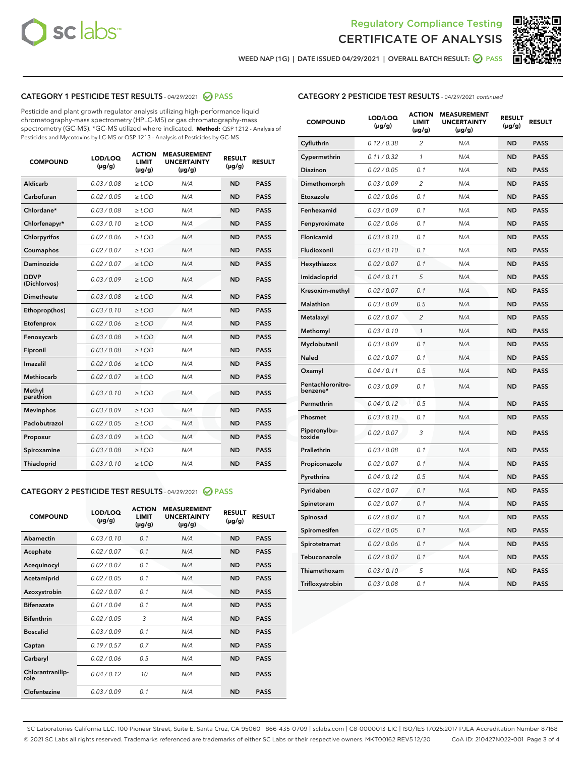Regulatory Compliance Testing

# CERTIFICATE OF ANALYSIS

WEED NAP (1G) | DATE ISSUED 04/29/2021 | OVERALL BATCH RESULT: PASS

## CATEGORY 1 PESTICIDE TEST RESULTS - 04/29/2021 PASS

Pesticide and plant growth regulator analysis utilizing high-performance liquid chromatography-mass spectrometry (HPLC-MS) or gas chromatography-mass spectrometry (GC-MS). *GC-MS utilized where indicated. **Method:** QSP 1212 - Analysis of Pesticides and Mycotoxins by LC-MS or QSP 1213 - Analysis of Pesticides by GC-MS

| COMPOUND | LOD/LOQ (μg/g) | ACTION LIMIT (μg/g) | MEASUREMENT UNCERTAINTY (μg/g) | RESULT (μg/g) | RESULT |
|---|---|---|---|---|---|
| Aldicarb | 0.03 / 0.08 | ≥ LOD | N/A | ND | PASS |
| Carbofuran | 0.02 / 0.05 | ≥ LOD | N/A | ND | PASS |
| Chlordane* | 0.03 / 0.08 | ≥ LOD | N/A | ND | PASS |
| Chlorfenapyr* | 0.03 / 0.10 | ≥ LOD | N/A | ND | PASS |
| Chlorpyrifos | 0.02 / 0.06 | ≥ LOD | N/A | ND | PASS |
| Coumaphos | 0.02 / 0.07 | ≥ LOD | N/A | ND | PASS |
| Daminozide | 0.02 / 0.07 | ≥ LOD | N/A | ND | PASS |
| DDVP (Dichlorvos) | 0.03 / 0.09 | ≥ LOD | N/A | ND | PASS |
| Dimethoate | 0.03 / 0.08 | ≥ LOD | N/A | ND | PASS |
| Ethoprop(hos) | 0.03 / 0.10 | ≥ LOD | N/A | ND | PASS |
| Etofenprox | 0.02 / 0.06 | ≥ LOD | N/A | ND | PASS |
| Fenoxycarb | 0.03 / 0.08 | ≥ LOD | N/A | ND | PASS |
| Fipronil | 0.03 / 0.08 | ≥ LOD | N/A | ND | PASS |
| Imazalil | 0.02 / 0.06 | ≥ LOD | N/A | ND | PASS |
| Methiocarb | 0.02 / 0.07 | ≥ LOD | N/A | ND | PASS |
| Methyl parathion | 0.03 / 0.10 | ≥ LOD | N/A | ND | PASS |
| Mevinphos | 0.03 / 0.09 | ≥ LOD | N/A | ND | PASS |
| Paclobutrazol | 0.02 / 0.05 | ≥ LOD | N/A | ND | PASS |
| Propoxur | 0.03 / 0.09 | ≥ LOD | N/A | ND | PASS |
| Spiroxamine | 0.03 / 0.08 | ≥ LOD | N/A | ND | PASS |
| Thiacloprid | 0.03 / 0.10 | ≥ LOD | N/A | ND | PASS |

## CATEGORY 2 PESTICIDE TEST RESULTS - 04/29/2021 PASS

| COMPOUND | LOD/LOQ (μg/g) | ACTION LIMIT (μg/g) | MEASUREMENT UNCERTAINTY (μg/g) | RESULT (μg/g) | RESULT |
|---|---|---|---|---|---|
| Abamectin | 0.03 / 0.10 | 0.1 | N/A | ND | PASS |
| Acephate | 0.02 / 0.07 | 0.1 | N/A | ND | PASS |
| Acequinocyl | 0.02 / 0.07 | 0.1 | N/A | ND | PASS |
| Acetamiprid | 0.02 / 0.05 | 0.1 | N/A | ND | PASS |
| Azoxystrobin | 0.02 / 0.07 | 0.1 | N/A | ND | PASS |
| Bifenazate | 0.01 / 0.04 | 0.1 | N/A | ND | PASS |
| Bifenthrin | 0.02 / 0.05 | 3 | N/A | ND | PASS |
| Boscalid | 0.03 / 0.09 | 0.1 | N/A | ND | PASS |
| Captan | 0.19 / 0.57 | 0.7 | N/A | ND | PASS |
| Carbaryl | 0.02 / 0.06 | 0.5 | N/A | ND | PASS |
| Chlorantraniliprole | 0.04 / 0.12 | 10 | N/A | ND | PASS |
| Clofentezine | 0.03 / 0.09 | 0.1 | N/A | ND | PASS |
| Cyfluthrin | 0.12 / 0.38 | 2 | N/A | ND | PASS |
| Cypermethrin | 0.11 / 0.32 | 1 | N/A | ND | PASS |
| Diazinon | 0.02 / 0.05 | 0.1 | N/A | ND | PASS |
| Dimethomorph | 0.03 / 0.09 | 2 | N/A | ND | PASS |
| Etoxazole | 0.02 / 0.06 | 0.1 | N/A | ND | PASS |
| Fenhexamid | 0.03 / 0.09 | 0.1 | N/A | ND | PASS |
| Fenpyroximate | 0.02 / 0.06 | 0.1 | N/A | ND | PASS |
| Flonicamid | 0.03 / 0.10 | 0.1 | N/A | ND | PASS |
| Fludioxonil | 0.03 / 0.10 | 0.1 | N/A | ND | PASS |
| Hexythiazox | 0.02 / 0.07 | 0.1 | N/A | ND | PASS |
| Imidacloprid | 0.04 / 0.11 | 5 | N/A | ND | PASS |
| Kresoxim-methyl | 0.02 / 0.07 | 0.1 | N/A | ND | PASS |
| Malathion | 0.03 / 0.09 | 0.5 | N/A | ND | PASS |
| Metalaxyl | 0.02 / 0.07 | 2 | N/A | ND | PASS |
| Methomyl | 0.03 / 0.10 | 1 | N/A | ND | PASS |
| Myclobutanil | 0.03 / 0.09 | 0.1 | N/A | ND | PASS |
| Naled | 0.02 / 0.07 | 0.1 | N/A | ND | PASS |
| Oxamyl | 0.04 / 0.11 | 0.5 | N/A | ND | PASS |
| Pentachloronitrobenzene* | 0.03 / 0.09 | 0.1 | N/A | ND | PASS |
| Permethrin | 0.04 / 0.12 | 0.5 | N/A | ND | PASS |
| Phosmet | 0.03 / 0.10 | 0.1 | N/A | ND | PASS |
| Piperonylbutoxide | 0.02 / 0.07 | 3 | N/A | ND | PASS |
| Prallethrin | 0.03 / 0.08 | 0.1 | N/A | ND | PASS |
| Propiconazole | 0.02 / 0.07 | 0.1 | N/A | ND | PASS |
| Pyrethrins | 0.04 / 0.12 | 0.5 | N/A | ND | PASS |
| Pyridaben | 0.02 / 0.07 | 0.1 | N/A | ND | PASS |
| Spinetoram | 0.02 / 0.07 | 0.1 | N/A | ND | PASS |
| Spinosad | 0.02 / 0.07 | 0.1 | N/A | ND | PASS |
| Spiromesifen | 0.02 / 0.05 | 0.1 | N/A | ND | PASS |
| Spirotetramat | 0.02 / 0.06 | 0.1 | N/A | ND | PASS |
| Tebuconazole | 0.02 / 0.07 | 0.1 | N/A | ND | PASS |
| Thiamethoxam | 0.03 / 0.10 | 5 | N/A | ND | PASS |
| Trifloxystrobin | 0.03 / 0.08 | 0.1 | N/A | ND | PASS |

SC Laboratories California LLC. 100 Pioneer Street, Suite E, Santa Cruz, CA 95060 | 866-435-0709 | sclabs.com | C8-0000013-LIC | ISO/IES 17025:2017 PJLA Accreditation Number 87168
© 2021 SC Labs all rights reserved. Trademarks referenced are trademarks of either SC Labs or their respective owners. MKT00162 REV5 12/20 CoA ID: 210427N022-001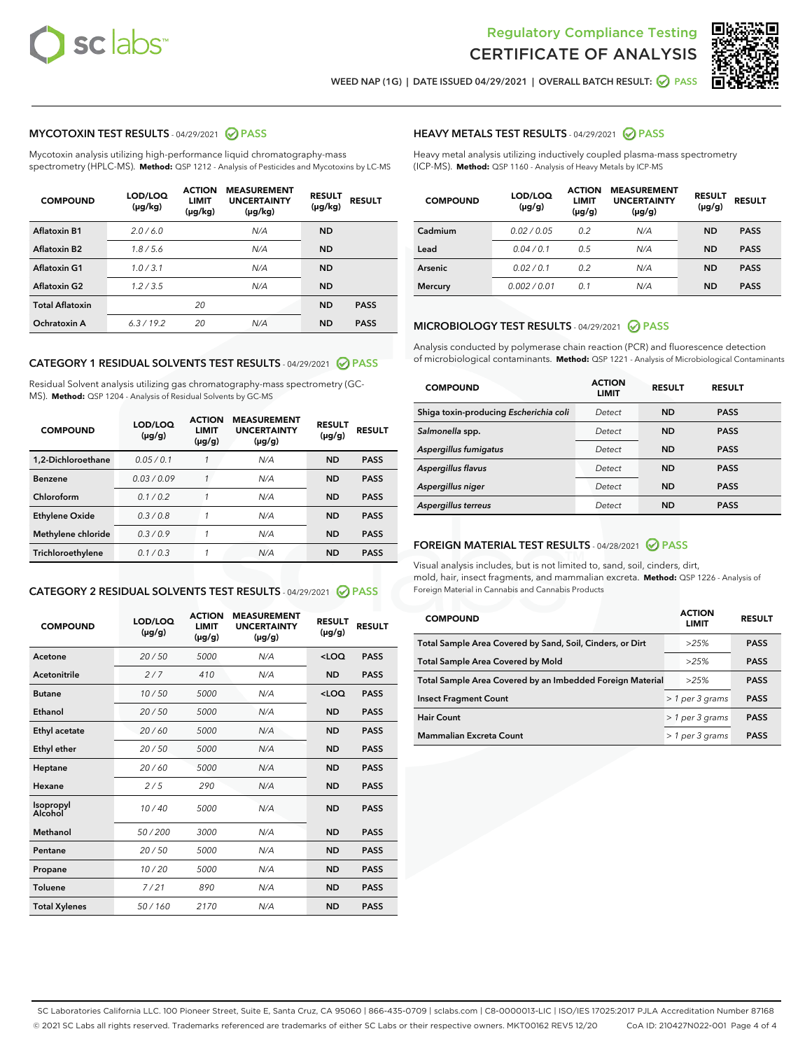Regulatory Compliance Testing
CERTIFICATE OF ANALYSIS

WEED NAP (1G) | DATE ISSUED 04/29/2021 | OVERALL BATCH RESULT: PASS

## MYCOTOXIN TEST RESULTS - 04/29/2021 PASS

Mycotoxin analysis utilizing high-performance liquid chromatography-mass spectrometry (HPLC-MS). **Method:** QSP 1212 - Analysis of Pesticides and Mycotoxins by LC-MS

| COMPOUND | LOD/LOQ (µg/kg) | ACTION LIMIT (µg/kg) | MEASUREMENT UNCERTAINTY (µg/kg) | RESULT (µg/kg) | RESULT |
|---|---|---|---|---|---|
| Aflatoxin B1 | 2.0 / 6.0 | | N/A | ND | |
| Aflatoxin B2 | 1.8 / 5.6 | | N/A | ND | |
| Aflatoxin G1 | 1.0 / 3.1 | | N/A | ND | |
| Aflatoxin G2 | 1.2 / 3.5 | | N/A | ND | |
| Total Aflatoxin | | 20 | | ND | PASS |
| Ochratoxin A | 6.3 / 19.2 | 20 | N/A | ND | PASS |

## CATEGORY 1 RESIDUAL SOLVENTS TEST RESULTS - 04/29/2021 PASS

Residual Solvent analysis utilizing gas chromatography-mass spectrometry (GC-MS). **Method:** QSP 1204 - Analysis of Residual Solvents by GC-MS

| COMPOUND | LOD/LOQ (µg/g) | ACTION LIMIT (µg/g) | MEASUREMENT UNCERTAINTY (µg/g) | RESULT (µg/g) | RESULT |
|---|---|---|---|---|---|
| 1,2-Dichloroethane | 0.05 / 0.1 | 1 | N/A | ND | PASS |
| Benzene | 0.03 / 0.09 | 1 | N/A | ND | PASS |
| Chloroform | 0.1 / 0.2 | 1 | N/A | ND | PASS |
| Ethylene Oxide | 0.3 / 0.8 | 1 | N/A | ND | PASS |
| Methylene chloride | 0.3 / 0.9 | 1 | N/A | ND | PASS |
| Trichloroethylene | 0.1 / 0.3 | 1 | N/A | ND | PASS |

## CATEGORY 2 RESIDUAL SOLVENTS TEST RESULTS - 04/29/2021 PASS

| COMPOUND | LOD/LOQ (µg/g) | ACTION LIMIT (µg/g) | MEASUREMENT UNCERTAINTY (µg/g) | RESULT (µg/g) | RESULT |
|---|---|---|---|---|---|
| Acetone | 20 / 50 | 5000 | N/A | <LOQ | PASS |
| Acetonitrile | 2 / 7 | 410 | N/A | ND | PASS |
| Butane | 10 / 50 | 5000 | N/A | <LOQ | PASS |
| Ethanol | 20 / 50 | 5000 | N/A | ND | PASS |
| Ethyl acetate | 20 / 60 | 5000 | N/A | ND | PASS |
| Ethyl ether | 20 / 50 | 5000 | N/A | ND | PASS |
| Heptane | 20 / 60 | 5000 | N/A | ND | PASS |
| Hexane | 2 / 5 | 290 | N/A | ND | PASS |
| Isopropyl Alcohol | 10 / 40 | 5000 | N/A | ND | PASS |
| Methanol | 50 / 200 | 3000 | N/A | ND | PASS |
| Pentane | 20 / 50 | 5000 | N/A | ND | PASS |
| Propane | 10 / 20 | 5000 | N/A | ND | PASS |
| Toluene | 7 / 21 | 890 | N/A | ND | PASS |
| Total Xylenes | 50 / 160 | 2170 | N/A | ND | PASS |

## HEAVY METALS TEST RESULTS - 04/29/2021 PASS

Heavy metal analysis utilizing inductively coupled plasma-mass spectrometry (ICP-MS). **Method:** QSP 1160 - Analysis of Heavy Metals by ICP-MS

| COMPOUND | LOD/LOQ (µg/g) | ACTION LIMIT (µg/g) | MEASUREMENT UNCERTAINTY (µg/g) | RESULT (µg/g) | RESULT |
|---|---|---|---|---|---|
| Cadmium | 0.02 / 0.05 | 0.2 | N/A | ND | PASS |
| Lead | 0.04 / 0.1 | 0.5 | N/A | ND | PASS |
| Arsenic | 0.02 / 0.1 | 0.2 | N/A | ND | PASS |
| Mercury | 0.002 / 0.01 | 0.1 | N/A | ND | PASS |

## MICROBIOLOGY TEST RESULTS - 04/29/2021 PASS

Analysis conducted by polymerase chain reaction (PCR) and fluorescence detection of microbiological contaminants. **Method:** QSP 1221 - Analysis of Microbiological Contaminants

| COMPOUND | ACTION LIMIT | RESULT | RESULT |
|---|---|---|---|
| Shiga toxin-producing *Escherichia coli* | Detect | ND | PASS |
| *Salmonella* spp. | Detect | ND | PASS |
| *Aspergillus fumigatus* | Detect | ND | PASS |
| *Aspergillus flavus* | Detect | ND | PASS |
| *Aspergillus niger* | Detect | ND | PASS |
| *Aspergillus terreus* | Detect | ND | PASS |

## FOREIGN MATERIAL TEST RESULTS - 04/28/2021 PASS

Visual analysis includes, but is not limited to, sand, soil, cinders, dirt, mold, hair, insect fragments, and mammalian excreta. **Method:** QSP 1226 - Analysis of Foreign Material in Cannabis and Cannabis Products

| COMPOUND | ACTION LIMIT | RESULT |
|---|---|---|
| Total Sample Area Covered by Sand, Soil, Cinders, or Dirt | >25% | PASS |
| Total Sample Area Covered by Mold | >25% | PASS |
| Total Sample Area Covered by an Imbedded Foreign Material | >25% | PASS |
| Insect Fragment Count | > 1 per 3 grams | PASS |
| Hair Count | > 1 per 3 grams | PASS |
| Mammalian Excreta Count | > 1 per 3 grams | PASS |

SC Laboratories California LLC. 100 Pioneer Street, Suite E, Santa Cruz, CA 95060 | 866-435-0709 | sclabs.com | C8-0000013-LIC | ISO/IES 17025:2017 PJLA Accreditation Number 87168
© 2021 SC Labs all rights reserved. Trademarks referenced are trademarks of either SC Labs or their respective owners. MKT00162 REV5 12/20 CoA ID: 210427N022-001